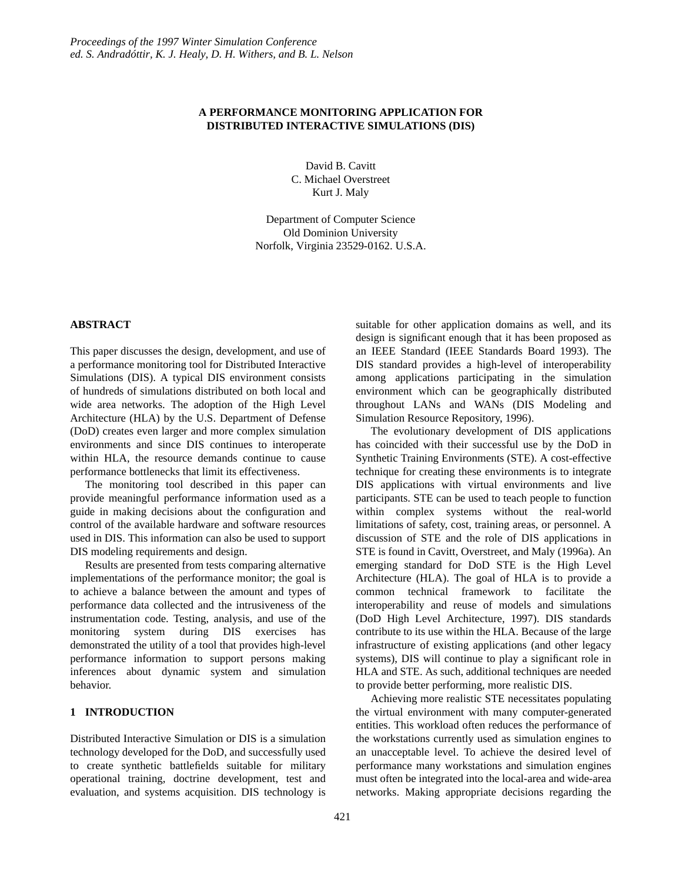# A PERFORMANCE MONITORING APPLICATION FOR DISTRIBUTED INTERACTIVE SIMULATIONS (DIS)

David B. Cavitt
C. Michael Overstreet
Kurt J. Maly

Department of Computer Science
Old Dominion University
Norfolk, Virginia 23529-0162. U.S.A.

## ABSTRACT

This paper discusses the design, development, and use of a performance monitoring tool for Distributed Interactive Simulations (DIS). A typical DIS environment consists of hundreds of simulations distributed on both local and wide area networks. The adoption of the High Level Architecture (HLA) by the U.S. Department of Defense (DoD) creates even larger and more complex simulation environments and since DIS continues to interoperate within HLA, the resource demands continue to cause performance bottlenecks that limit its effectiveness.

The monitoring tool described in this paper can provide meaningful performance information used as a guide in making decisions about the configuration and control of the available hardware and software resources used in DIS. This information can also be used to support DIS modeling requirements and design.

Results are presented from tests comparing alternative implementations of the performance monitor; the goal is to achieve a balance between the amount and types of performance data collected and the intrusiveness of the instrumentation code. Testing, analysis, and use of the monitoring system during DIS exercises has demonstrated the utility of a tool that provides high-level performance information to support persons making inferences about dynamic system and simulation behavior.

## 1 INTRODUCTION

Distributed Interactive Simulation or DIS is a simulation technology developed for the DoD, and successfully used to create synthetic battlefields suitable for military operational training, doctrine development, test and evaluation, and systems acquisition. DIS technology is suitable for other application domains as well, and its design is significant enough that it has been proposed as an IEEE Standard (IEEE Standards Board 1993). The DIS standard provides a high-level of interoperability among applications participating in the simulation environment which can be geographically distributed throughout LANs and WANs (DIS Modeling and Simulation Resource Repository, 1996).

The evolutionary development of DIS applications has coincided with their successful use by the DoD in Synthetic Training Environments (STE). A cost-effective technique for creating these environments is to integrate DIS applications with virtual environments and live participants. STE can be used to teach people to function within complex systems without the real-world limitations of safety, cost, training areas, or personnel. A discussion of STE and the role of DIS applications in STE is found in Cavitt, Overstreet, and Maly (1996a). An emerging standard for DoD STE is the High Level Architecture (HLA). The goal of HLA is to provide a common technical framework to facilitate the interoperability and reuse of models and simulations (DoD High Level Architecture, 1997). DIS standards contribute to its use within the HLA. Because of the large infrastructure of existing applications (and other legacy systems), DIS will continue to play a significant role in HLA and STE. As such, additional techniques are needed to provide better performing, more realistic DIS.

Achieving more realistic STE necessitates populating the virtual environment with many computer-generated entities. This workload often reduces the performance of the workstations currently used as simulation engines to an unacceptable level. To achieve the desired level of performance many workstations and simulation engines must often be integrated into the local-area and wide-area networks. Making appropriate decisions regarding the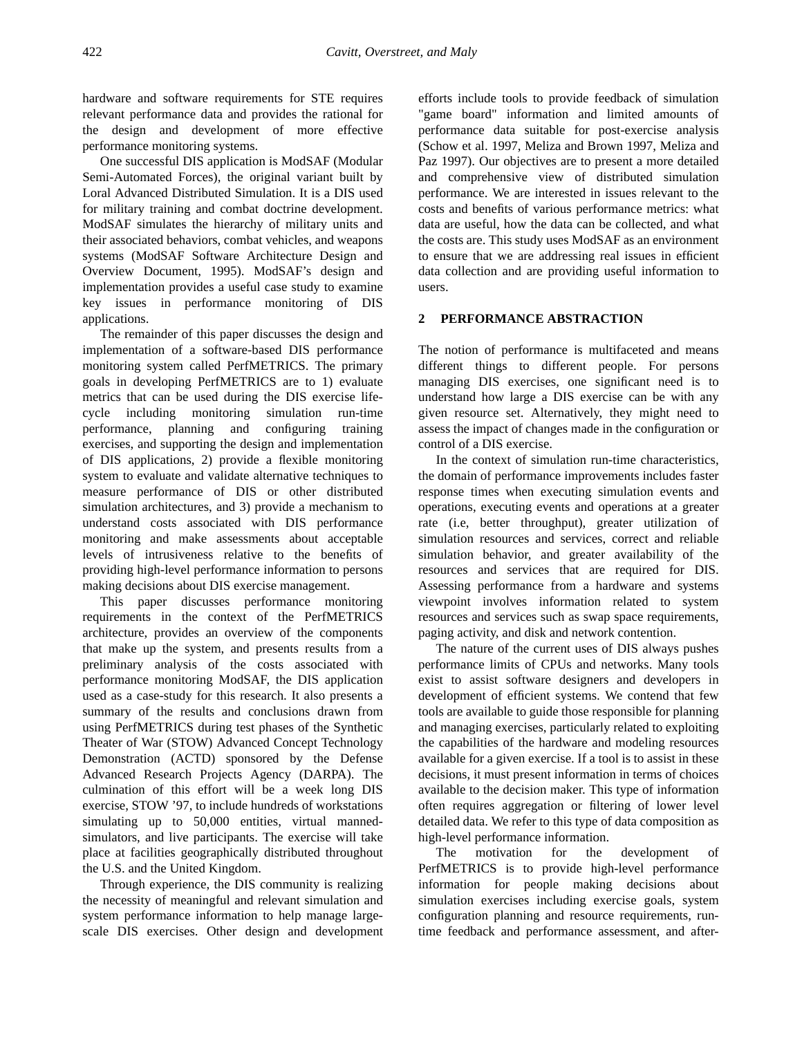hardware and software requirements for STE requires relevant performance data and provides the rational for the design and development of more effective performance monitoring systems.

One successful DIS application is ModSAF (Modular Semi-Automated Forces), the original variant built by Loral Advanced Distributed Simulation. It is a DIS used for military training and combat doctrine development. ModSAF simulates the hierarchy of military units and their associated behaviors, combat vehicles, and weapons systems (ModSAF Software Architecture Design and Overview Document, 1995). ModSAF's design and implementation provides a useful case study to examine key issues in performance monitoring of DIS applications.

The remainder of this paper discusses the design and implementation of a software-based DIS performance monitoring system called PerfMETRICS. The primary goals in developing PerfMETRICS are to 1) evaluate metrics that can be used during the DIS exercise life-cycle including monitoring simulation run-time performance, planning and configuring training exercises, and supporting the design and implementation of DIS applications, 2) provide a flexible monitoring system to evaluate and validate alternative techniques to measure performance of DIS or other distributed simulation architectures, and 3) provide a mechanism to understand costs associated with DIS performance monitoring and make assessments about acceptable levels of intrusiveness relative to the benefits of providing high-level performance information to persons making decisions about DIS exercise management.

This paper discusses performance monitoring requirements in the context of the PerfMETRICS architecture, provides an overview of the components that make up the system, and presents results from a preliminary analysis of the costs associated with performance monitoring ModSAF, the DIS application used as a case-study for this research. It also presents a summary of the results and conclusions drawn from using PerfMETRICS during test phases of the Synthetic Theater of War (STOW) Advanced Concept Technology Demonstration (ACTD) sponsored by the Defense Advanced Research Projects Agency (DARPA). The culmination of this effort will be a week long DIS exercise, STOW '97, to include hundreds of workstations simulating up to 50,000 entities, virtual manned-simulators, and live participants. The exercise will take place at facilities geographically distributed throughout the U.S. and the United Kingdom.

Through experience, the DIS community is realizing the necessity of meaningful and relevant simulation and system performance information to help manage large-scale DIS exercises. Other design and development efforts include tools to provide feedback of simulation "game board" information and limited amounts of performance data suitable for post-exercise analysis (Schow et al. 1997, Meliza and Brown 1997, Meliza and Paz 1997). Our objectives are to present a more detailed and comprehensive view of distributed simulation performance. We are interested in issues relevant to the costs and benefits of various performance metrics: what data are useful, how the data can be collected, and what the costs are. This study uses ModSAF as an environment to ensure that we are addressing real issues in efficient data collection and are providing useful information to users.

## 2 PERFORMANCE ABSTRACTION

The notion of performance is multifaceted and means different things to different people. For persons managing DIS exercises, one significant need is to understand how large a DIS exercise can be with any given resource set. Alternatively, they might need to assess the impact of changes made in the configuration or control of a DIS exercise.

In the context of simulation run-time characteristics, the domain of performance improvements includes faster response times when executing simulation events and operations, executing events and operations at a greater rate (i.e, better throughput), greater utilization of simulation resources and services, correct and reliable simulation behavior, and greater availability of the resources and services that are required for DIS. Assessing performance from a hardware and systems viewpoint involves information related to system resources and services such as swap space requirements, paging activity, and disk and network contention.

The nature of the current uses of DIS always pushes performance limits of CPUs and networks. Many tools exist to assist software designers and developers in development of efficient systems. We contend that few tools are available to guide those responsible for planning and managing exercises, particularly related to exploiting the capabilities of the hardware and modeling resources available for a given exercise. If a tool is to assist in these decisions, it must present information in terms of choices available to the decision maker. This type of information often requires aggregation or filtering of lower level detailed data. We refer to this type of data composition as high-level performance information.

The motivation for the development of PerfMETRICS is to provide high-level performance information for people making decisions about simulation exercises including exercise goals, system configuration planning and resource requirements, run-time feedback and performance assessment, and after-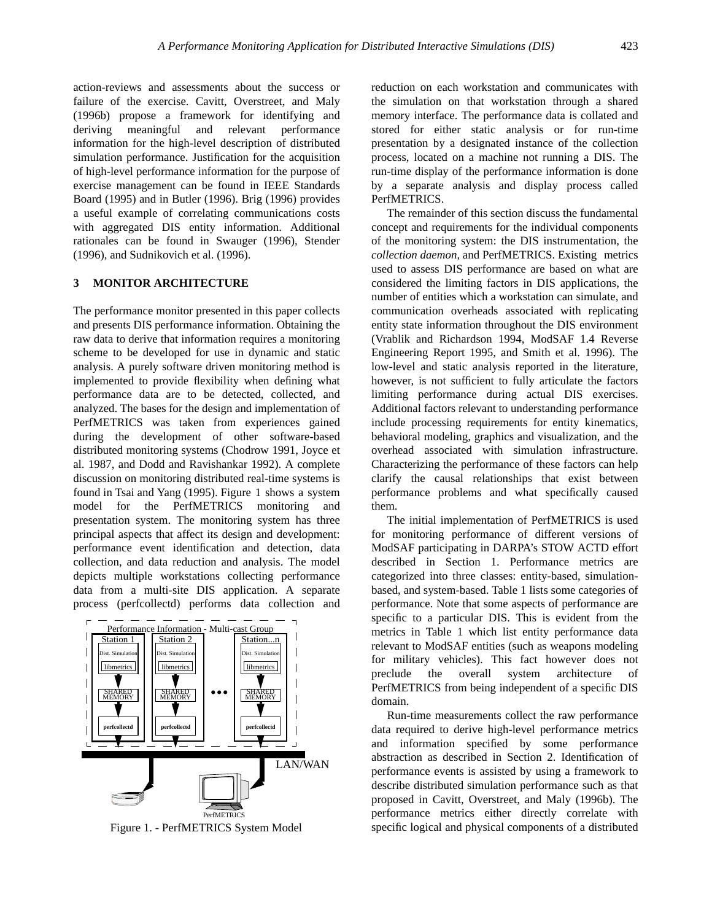action-reviews and assessments about the success or failure of the exercise. Cavitt, Overstreet, and Maly (1996b) propose a framework for identifying and deriving meaningful and relevant performance information for the high-level description of distributed simulation performance. Justification for the acquisition of high-level performance information for the purpose of exercise management can be found in IEEE Standards Board (1995) and in Butler (1996). Brig (1996) provides a useful example of correlating communications costs with aggregated DIS entity information. Additional rationales can be found in Swauger (1996), Stender (1996), and Sudnikovich et al. (1996).

## 3 MONITOR ARCHITECTURE

The performance monitor presented in this paper collects and presents DIS performance information. Obtaining the raw data to derive that information requires a monitoring scheme to be developed for use in dynamic and static analysis. A purely software driven monitoring method is implemented to provide flexibility when defining what performance data are to be detected, collected, and analyzed. The bases for the design and implementation of PerfMETRICS was taken from experiences gained during the development of other software-based distributed monitoring systems (Chodrow 1991, Joyce et al. 1987, and Dodd and Ravishankar 1992). A complete discussion on monitoring distributed real-time systems is found in Tsai and Yang (1995). Figure 1 shows a system model for the PerfMETRICS monitoring and presentation system. The monitoring system has three principal aspects that affect its design and development: performance event identification and detection, data collection, and data reduction and analysis. The model depicts multiple workstations collecting performance data from a multi-site DIS application. A separate process (perfcollectd) performs data collection and reduction on each workstation and communicates with the simulation on that workstation through a shared memory interface. The performance data is collated and stored for either static analysis or for run-time presentation by a designated instance of the collection process, located on a machine not running a DIS. The run-time display of the performance information is done by a separate analysis and display process called PerfMETRICS.

Figure 1. - PerfMETRICS System Model

The remainder of this section discuss the fundamental concept and requirements for the individual components of the monitoring system: the DIS instrumentation, the *collection daemon*, and PerfMETRICS. Existing metrics used to assess DIS performance are based on what are considered the limiting factors in DIS applications, the number of entities which a workstation can simulate, and communication overheads associated with replicating entity state information throughout the DIS environment (Vrablik and Richardson 1994, ModSAF 1.4 Reverse Engineering Report 1995, and Smith et al. 1996). The low-level and static analysis reported in the literature, however, is not sufficient to fully articulate the factors limiting performance during actual DIS exercises. Additional factors relevant to understanding performance include processing requirements for entity kinematics, behavioral modeling, graphics and visualization, and the overhead associated with simulation infrastructure. Characterizing the performance of these factors can help clarify the causal relationships that exist between performance problems and what specifically caused them.

The initial implementation of PerfMETRICS is used for monitoring performance of different versions of ModSAF participating in DARPA's STOW ACTD effort described in Section 1. Performance metrics are categorized into three classes: entity-based, simulation-based, and system-based. Table 1 lists some categories of performance. Note that some aspects of performance are specific to a particular DIS. This is evident from the metrics in Table 1 which list entity performance data relevant to ModSAF entities (such as weapons modeling for military vehicles). This fact however does not preclude the overall system architecture of PerfMETRICS from being independent of a specific DIS domain.

Run-time measurements collect the raw performance data required to derive high-level performance metrics and information specified by some performance abstraction as described in Section 2. Identification of performance events is assisted by using a framework to describe distributed simulation performance such as that proposed in Cavitt, Overstreet, and Maly (1996b). The performance metrics either directly correlate with specific logical and physical components of a distributed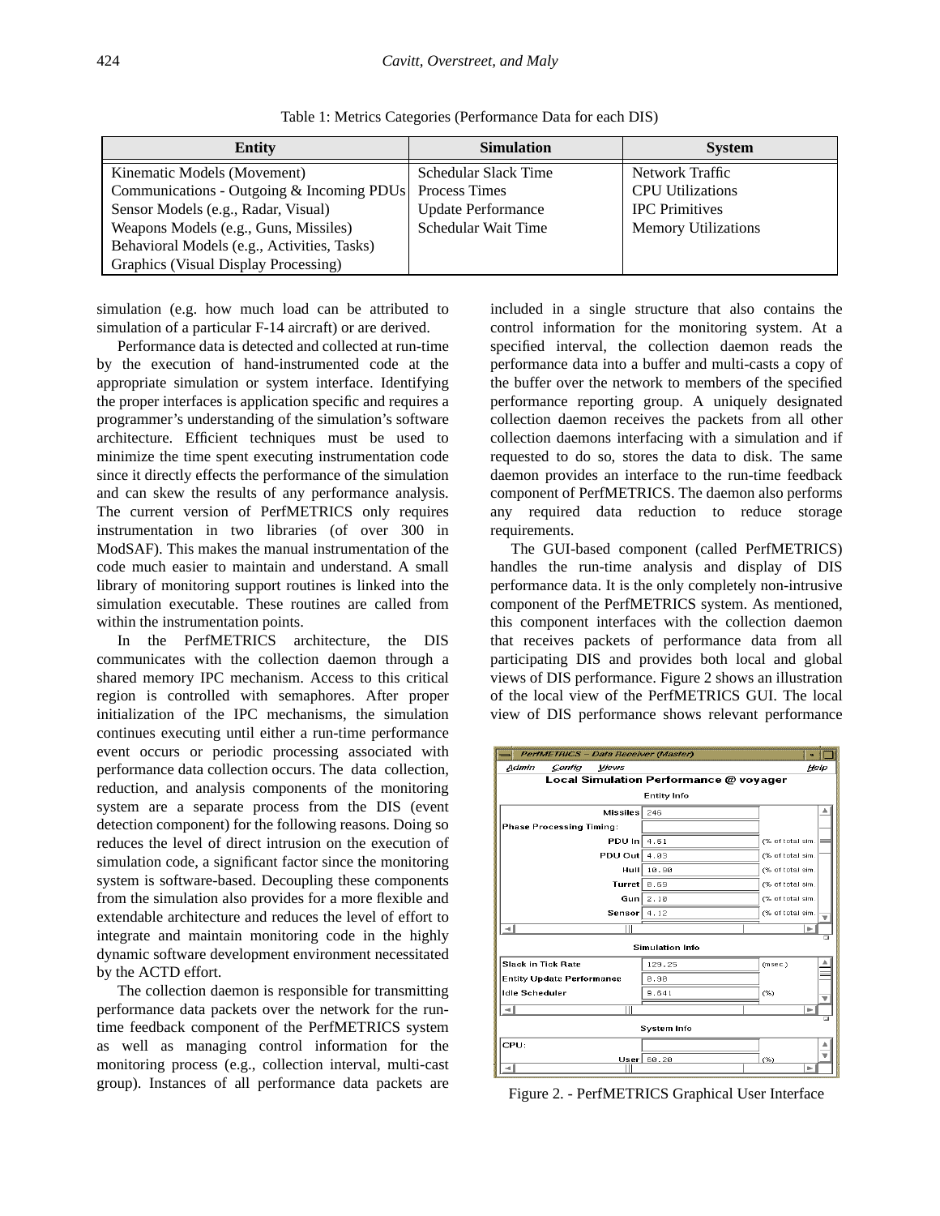Table 1: Metrics Categories (Performance Data for each DIS)

| Entity | Simulation | System |
|---|---|---|
| Kinematic Models (Movement) | Schedular Slack Time | Network Traffic |
| Communications - Outgoing & Incoming PDUs | Process Times | CPU Utilizations |
| Sensor Models (e.g., Radar, Visual) | Update Performance | IPC Primitives |
| Weapons Models (e.g., Guns, Missiles) | Schedular Wait Time | Memory Utilizations |
| Behavioral Models (e.g., Activities, Tasks) | | |
| Graphics (Visual Display Processing) | | |

simulation (e.g. how much load can be attributed to simulation of a particular F-14 aircraft) or are derived.

Performance data is detected and collected at run-time by the execution of hand-instrumented code at the appropriate simulation or system interface. Identifying the proper interfaces is application specific and requires a programmer's understanding of the simulation's software architecture. Efficient techniques must be used to minimize the time spent executing instrumentation code since it directly effects the performance of the simulation and can skew the results of any performance analysis. The current version of PerfMETRICS only requires instrumentation in two libraries (of over 300 in ModSAF). This makes the manual instrumentation of the code much easier to maintain and understand. A small library of monitoring support routines is linked into the simulation executable. These routines are called from within the instrumentation points.

In the PerfMETRICS architecture, the DIS communicates with the collection daemon through a shared memory IPC mechanism. Access to this critical region is controlled with semaphores. After proper initialization of the IPC mechanisms, the simulation continues executing until either a run-time performance event occurs or periodic processing associated with performance data collection occurs. The data collection, reduction, and analysis components of the monitoring system are a separate process from the DIS (event detection component) for the following reasons. Doing so reduces the level of direct intrusion on the execution of simulation code, a significant factor since the monitoring system is software-based. Decoupling these components from the simulation also provides for a more flexible and extendable architecture and reduces the level of effort to integrate and maintain monitoring code in the highly dynamic software development environment necessitated by the ACTD effort.

The collection daemon is responsible for transmitting performance data packets over the network for the run-time feedback component of the PerfMETRICS system as well as managing control information for the monitoring process (e.g., collection interval, multi-cast group). Instances of all performance data packets are included in a single structure that also contains the control information for the monitoring system. At a specified interval, the collection daemon reads the performance data into a buffer and multi-casts a copy of the buffer over the network to members of the specified performance reporting group. A uniquely designated collection daemon receives the packets from all other collection daemons interfacing with a simulation and if requested to do so, stores the data to disk. The same daemon provides an interface to the run-time feedback component of PerfMETRICS. The daemon also performs any required data reduction to reduce storage requirements.

The GUI-based component (called PerfMETRICS) handles the run-time analysis and display of DIS performance data. It is the only completely non-intrusive component of the PerfMETRICS system. As mentioned, this component interfaces with the collection daemon that receives packets of performance data from all participating DIS and provides both local and global views of DIS performance. Figure 2 shows an illustration of the local view of the PerfMETRICS GUI. The local view of DIS performance shows relevant performance

Figure 2. - PerfMETRICS Graphical User Interface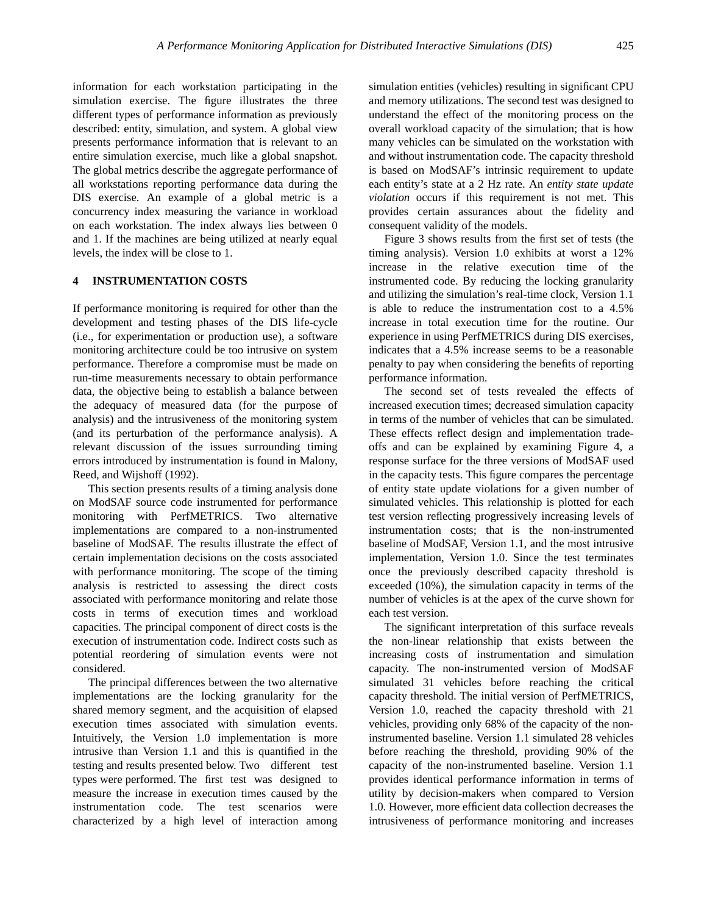information for each workstation participating in the simulation exercise. The figure illustrates the three different types of performance information as previously described: entity, simulation, and system. A global view presents performance information that is relevant to an entire simulation exercise, much like a global snapshot. The global metrics describe the aggregate performance of all workstations reporting performance data during the DIS exercise. An example of a global metric is a concurrency index measuring the variance in workload on each workstation. The index always lies between 0 and 1. If the machines are being utilized at nearly equal levels, the index will be close to 1.

## 4 INSTRUMENTATION COSTS

If performance monitoring is required for other than the development and testing phases of the DIS life-cycle (i.e., for experimentation or production use), a software monitoring architecture could be too intrusive on system performance. Therefore a compromise must be made on run-time measurements necessary to obtain performance data, the objective being to establish a balance between the adequacy of measured data (for the purpose of analysis) and the intrusiveness of the monitoring system (and its perturbation of the performance analysis). A relevant discussion of the issues surrounding timing errors introduced by instrumentation is found in Malony, Reed, and Wijshoff (1992).

This section presents results of a timing analysis done on ModSAF source code instrumented for performance monitoring with PerfMETRICS. Two alternative implementations are compared to a non-instrumented baseline of ModSAF. The results illustrate the effect of certain implementation decisions on the costs associated with performance monitoring. The scope of the timing analysis is restricted to assessing the direct costs associated with performance monitoring and relate those costs in terms of execution times and workload capacities. The principal component of direct costs is the execution of instrumentation code. Indirect costs such as potential reordering of simulation events were not considered.

The principal differences between the two alternative implementations are the locking granularity for the shared memory segment, and the acquisition of elapsed execution times associated with simulation events. Intuitively, the Version 1.0 implementation is more intrusive than Version 1.1 and this is quantified in the testing and results presented below. Two different test types were performed. The first test was designed to measure the increase in execution times caused by the instrumentation code. The test scenarios were characterized by a high level of interaction among simulation entities (vehicles) resulting in significant CPU and memory utilizations. The second test was designed to understand the effect of the monitoring process on the overall workload capacity of the simulation; that is how many vehicles can be simulated on the workstation with and without instrumentation code. The capacity threshold is based on ModSAF's intrinsic requirement to update each entity's state at a 2 Hz rate. An *entity state update violation* occurs if this requirement is not met. This provides certain assurances about the fidelity and consequent validity of the models.

Figure 3 shows results from the first set of tests (the timing analysis). Version 1.0 exhibits at worst a 12% increase in the relative execution time of the instrumented code. By reducing the locking granularity and utilizing the simulation's real-time clock, Version 1.1 is able to reduce the instrumentation cost to a 4.5% increase in total execution time for the routine. Our experience in using PerfMETRICS during DIS exercises, indicates that a 4.5% increase seems to be a reasonable penalty to pay when considering the benefits of reporting performance information.

The second set of tests revealed the effects of increased execution times; decreased simulation capacity in terms of the number of vehicles that can be simulated. These effects reflect design and implementation trade-offs and can be explained by examining Figure 4, a response surface for the three versions of ModSAF used in the capacity tests. This figure compares the percentage of entity state update violations for a given number of simulated vehicles. This relationship is plotted for each test version reflecting progressively increasing levels of instrumentation costs; that is the non-instrumented baseline of ModSAF, Version 1.1, and the most intrusive implementation, Version 1.0. Since the test terminates once the previously described capacity threshold is exceeded (10%), the simulation capacity in terms of the number of vehicles is at the apex of the curve shown for each test version.

The significant interpretation of this surface reveals the non-linear relationship that exists between the increasing costs of instrumentation and simulation capacity. The non-instrumented version of ModSAF simulated 31 vehicles before reaching the critical capacity threshold. The initial version of PerfMETRICS, Version 1.0, reached the capacity threshold with 21 vehicles, providing only 68% of the capacity of the non-instrumented baseline. Version 1.1 simulated 28 vehicles before reaching the threshold, providing 90% of the capacity of the non-instrumented baseline. Version 1.1 provides identical performance information in terms of utility by decision-makers when compared to Version 1.0. However, more efficient data collection decreases the intrusiveness of performance monitoring and increases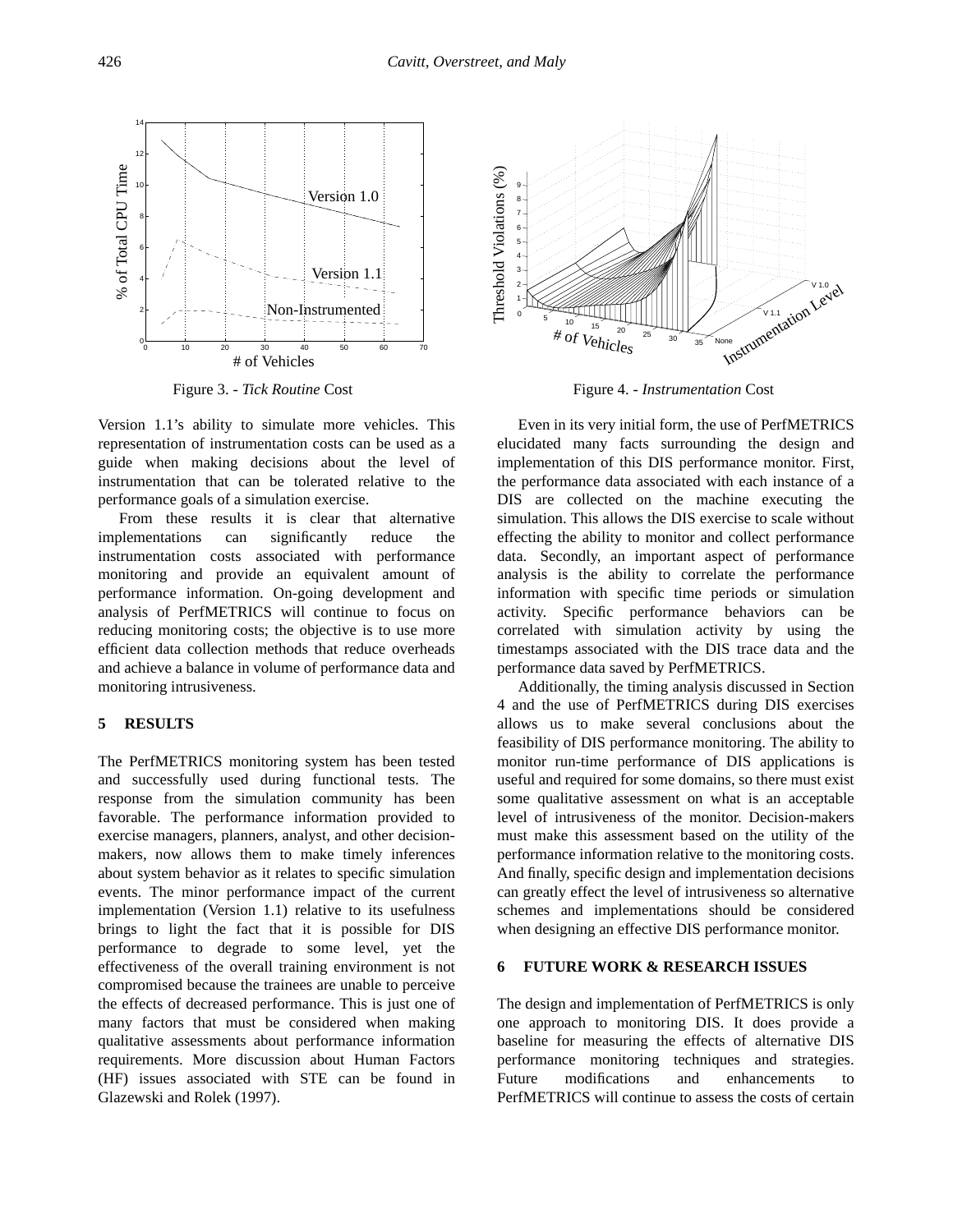Figure 3. - *Tick Routine* Cost

Figure 4. - *Instrumentation* Cost

Version 1.1's ability to simulate more vehicles. This representation of instrumentation costs can be used as a guide when making decisions about the level of instrumentation that can be tolerated relative to the performance goals of a simulation exercise.

From these results it is clear that alternative implementations can significantly reduce the instrumentation costs associated with performance monitoring and provide an equivalent amount of performance information. On-going development and analysis of PerfMETRICS will continue to focus on reducing monitoring costs; the objective is to use more efficient data collection methods that reduce overheads and achieve a balance in volume of performance data and monitoring intrusiveness.

## 5 RESULTS

The PerfMETRICS monitoring system has been tested and successfully used during functional tests. The response from the simulation community has been favorable. The performance information provided to exercise managers, planners, analyst, and other decision-makers, now allows them to make timely inferences about system behavior as it relates to specific simulation events. The minor performance impact of the current implementation (Version 1.1) relative to its usefulness brings to light the fact that it is possible for DIS performance to degrade to some level, yet the effectiveness of the overall training environment is not compromised because the trainees are unable to perceive the effects of decreased performance. This is just one of many factors that must be considered when making qualitative assessments about performance information requirements. More discussion about Human Factors (HF) issues associated with STE can be found in Glazewski and Rolek (1997).

Even in its very initial form, the use of PerfMETRICS elucidated many facts surrounding the design and implementation of this DIS performance monitor. First, the performance data associated with each instance of a DIS are collected on the machine executing the simulation. This allows the DIS exercise to scale without effecting the ability to monitor and collect performance data. Secondly, an important aspect of performance analysis is the ability to correlate the performance information with specific time periods or simulation activity. Specific performance behaviors can be correlated with simulation activity by using the timestamps associated with the DIS trace data and the performance data saved by PerfMETRICS.

Additionally, the timing analysis discussed in Section 4 and the use of PerfMETRICS during DIS exercises allows us to make several conclusions about the feasibility of DIS performance monitoring. The ability to monitor run-time performance of DIS applications is useful and required for some domains, so there must exist some qualitative assessment on what is an acceptable level of intrusiveness of the monitor. Decision-makers must make this assessment based on the utility of the performance information relative to the monitoring costs. And finally, specific design and implementation decisions can greatly effect the level of intrusiveness so alternative schemes and implementations should be considered when designing an effective DIS performance monitor.

## 6 FUTURE WORK & RESEARCH ISSUES

The design and implementation of PerfMETRICS is only one approach to monitoring DIS. It does provide a baseline for measuring the effects of alternative DIS performance monitoring techniques and strategies. Future modifications and enhancements to PerfMETRICS will continue to assess the costs of certain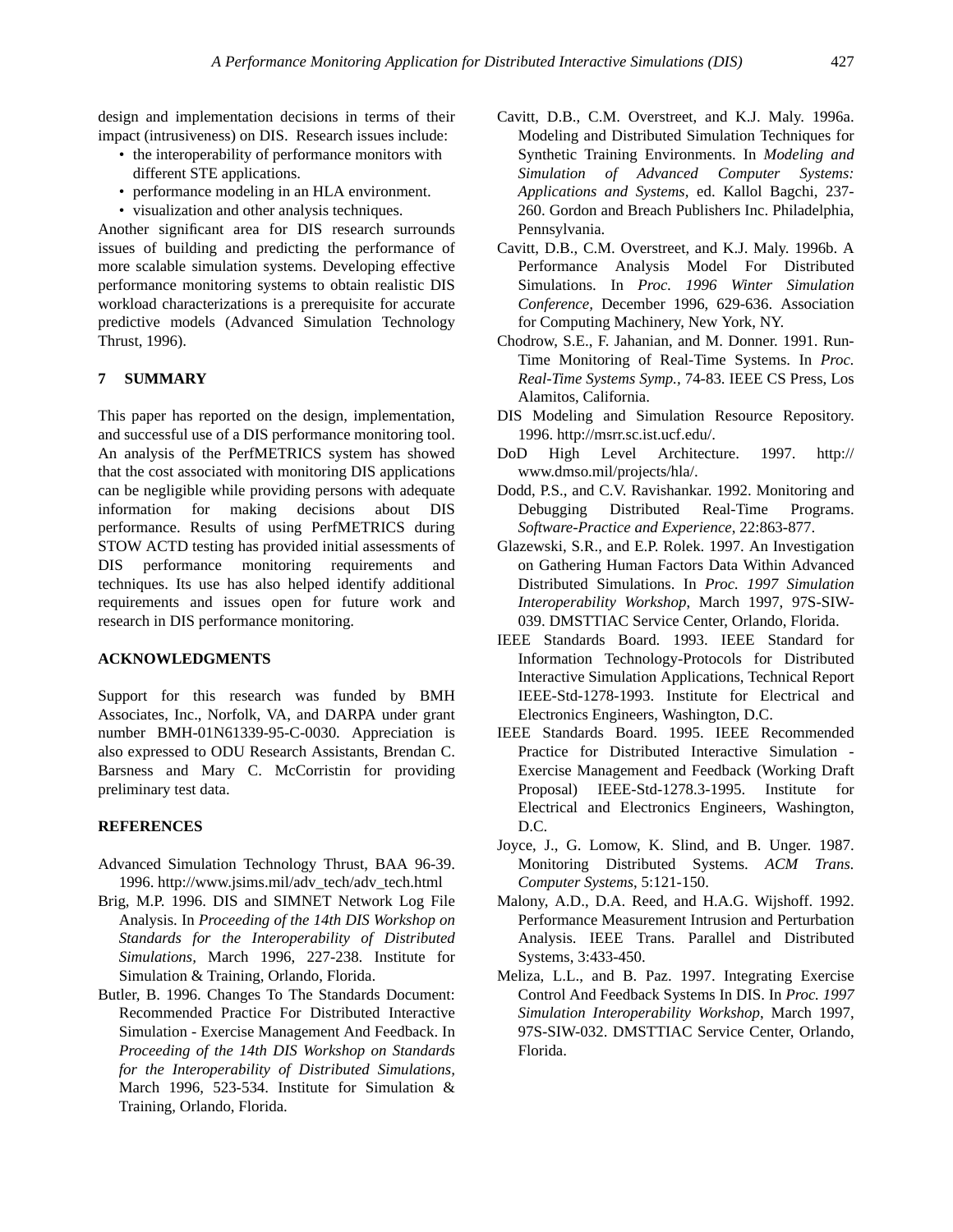design and implementation decisions in terms of their impact (intrusiveness) on DIS. Research issues include:

- the interoperability of performance monitors with different STE applications.
- performance modeling in an HLA environment.
- visualization and other analysis techniques.

Another significant area for DIS research surrounds issues of building and predicting the performance of more scalable simulation systems. Developing effective performance monitoring systems to obtain realistic DIS workload characterizations is a prerequisite for accurate predictive models (Advanced Simulation Technology Thrust, 1996).

## 7 SUMMARY

This paper has reported on the design, implementation, and successful use of a DIS performance monitoring tool. An analysis of the PerfMETRICS system has showed that the cost associated with monitoring DIS applications can be negligible while providing persons with adequate information for making decisions about DIS performance. Results of using PerfMETRICS during STOW ACTD testing has provided initial assessments of DIS performance monitoring requirements and techniques. Its use has also helped identify additional requirements and issues open for future work and research in DIS performance monitoring.

## ACKNOWLEDGMENTS

Support for this research was funded by BMH Associates, Inc., Norfolk, VA, and DARPA under grant number BMH-01N61339-95-C-0030. Appreciation is also expressed to ODU Research Assistants, Brendan C. Barsness and Mary C. McCorristin for providing preliminary test data.

## REFERENCES

Advanced Simulation Technology Thrust, BAA 96-39. 1996. http://www.jsims.mil/adv_tech/adv_tech.html

Brig, M.P. 1996. DIS and SIMNET Network Log File Analysis. In *Proceeding of the 14th DIS Workshop on Standards for the Interoperability of Distributed Simulations,* March 1996, 227-238. Institute for Simulation & Training, Orlando, Florida.

Butler, B. 1996. Changes To The Standards Document: Recommended Practice For Distributed Interactive Simulation - Exercise Management And Feedback. In *Proceeding of the 14th DIS Workshop on Standards for the Interoperability of Distributed Simulations,* March 1996, 523-534. Institute for Simulation & Training, Orlando, Florida.

Cavitt, D.B., C.M. Overstreet, and K.J. Maly. 1996a. Modeling and Distributed Simulation Techniques for Synthetic Training Environments. In *Modeling and Simulation of Advanced Computer Systems: Applications and Systems,* ed. Kallol Bagchi, 237-260. Gordon and Breach Publishers Inc. Philadelphia, Pennsylvania.

Cavitt, D.B., C.M. Overstreet, and K.J. Maly. 1996b. A Performance Analysis Model For Distributed Simulations. In *Proc. 1996 Winter Simulation Conference,* December 1996, 629-636. Association for Computing Machinery, New York, NY.

Chodrow, S.E., F. Jahanian, and M. Donner. 1991. Run-Time Monitoring of Real-Time Systems. In *Proc. Real-Time Systems Symp.,* 74-83. IEEE CS Press, Los Alamitos, California.

DIS Modeling and Simulation Resource Repository. 1996. http://msrr.sc.ist.ucf.edu/.

DoD High Level Architecture. 1997. http://www.dmso.mil/projects/hla/.

Dodd, P.S., and C.V. Ravishankar. 1992. Monitoring and Debugging Distributed Real-Time Programs. *Software-Practice and Experience,* 22:863-877.

Glazewski, S.R., and E.P. Rolek. 1997. An Investigation on Gathering Human Factors Data Within Advanced Distributed Simulations. In *Proc. 1997 Simulation Interoperability Workshop,* March 1997, 97S-SIW-039. DMSTTIAC Service Center, Orlando, Florida.

IEEE Standards Board. 1993. IEEE Standard for Information Technology-Protocols for Distributed Interactive Simulation Applications, Technical Report IEEE-Std-1278-1993. Institute for Electrical and Electronics Engineers, Washington, D.C.

IEEE Standards Board. 1995. IEEE Recommended Practice for Distributed Interactive Simulation - Exercise Management and Feedback (Working Draft Proposal) IEEE-Std-1278.3-1995. Institute for Electrical and Electronics Engineers, Washington, D.C.

Joyce, J., G. Lomow, K. Slind, and B. Unger. 1987. Monitoring Distributed Systems. *ACM Trans. Computer Systems,* 5:121-150.

Malony, A.D., D.A. Reed, and H.A.G. Wijshoff. 1992. Performance Measurement Intrusion and Perturbation Analysis. IEEE Trans. Parallel and Distributed Systems, 3:433-450.

Meliza, L.L., and B. Paz. 1997. Integrating Exercise Control And Feedback Systems In DIS. In *Proc. 1997 Simulation Interoperability Workshop,* March 1997, 97S-SIW-032. DMSTTIAC Service Center, Orlando, Florida.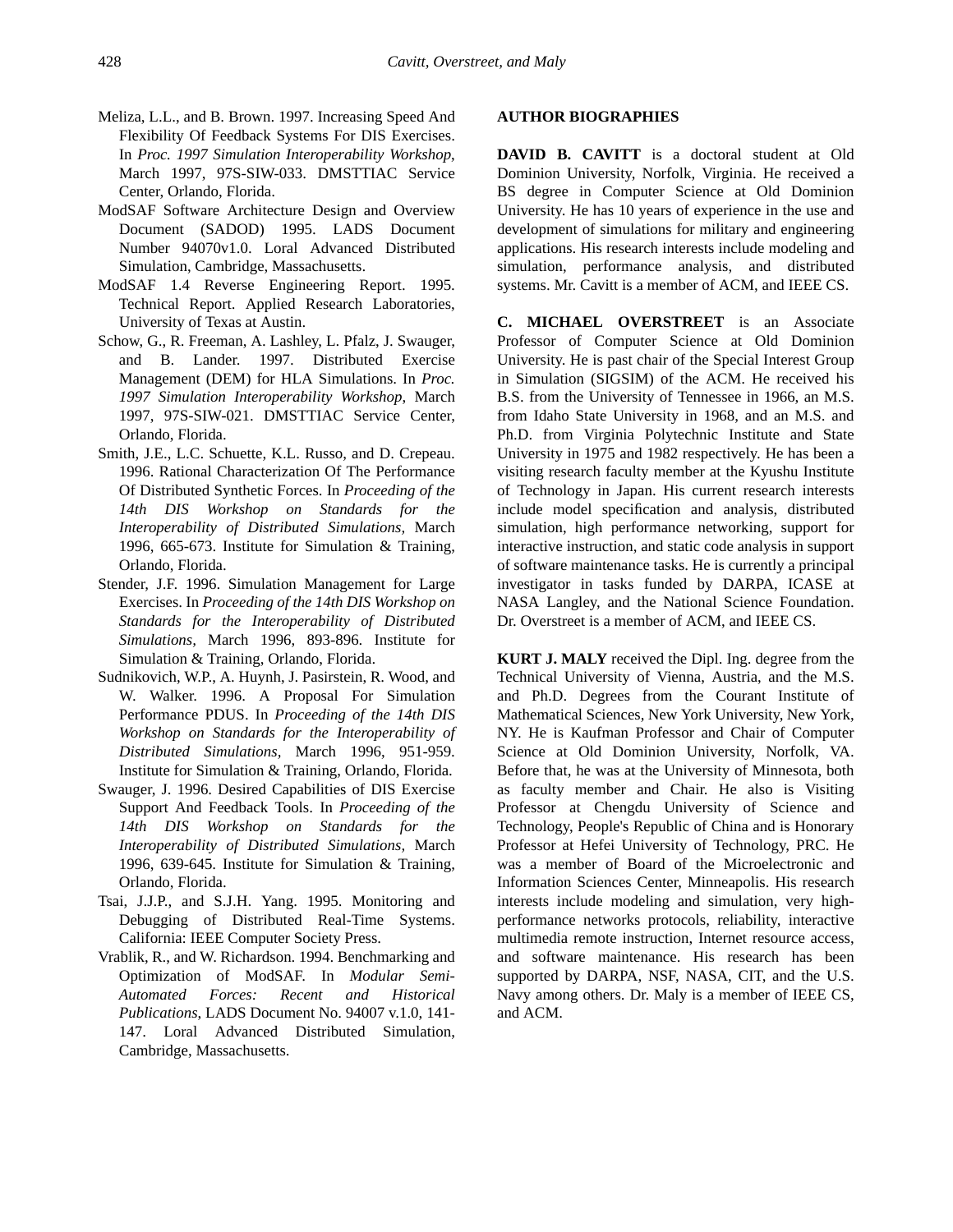Meliza, L.L., and B. Brown. 1997. Increasing Speed And Flexibility Of Feedback Systems For DIS Exercises. In *Proc. 1997 Simulation Interoperability Workshop*, March 1997, 97S-SIW-033. DMSTTIAC Service Center, Orlando, Florida.

ModSAF Software Architecture Design and Overview Document (SADOD) 1995. LADS Document Number 94070v1.0. Loral Advanced Distributed Simulation, Cambridge, Massachusetts.

ModSAF 1.4 Reverse Engineering Report. 1995. Technical Report. Applied Research Laboratories, University of Texas at Austin.

Schow, G., R. Freeman, A. Lashley, L. Pfalz, J. Swauger, and B. Lander. 1997. Distributed Exercise Management (DEM) for HLA Simulations. In *Proc. 1997 Simulation Interoperability Workshop*, March 1997, 97S-SIW-021. DMSTTIAC Service Center, Orlando, Florida.

Smith, J.E., L.C. Schuette, K.L. Russo, and D. Crepeau. 1996. Rational Characterization Of The Performance Of Distributed Synthetic Forces. In *Proceeding of the 14th DIS Workshop on Standards for the Interoperability of Distributed Simulations,* March 1996, 665-673. Institute for Simulation & Training, Orlando, Florida.

Stender, J.F. 1996. Simulation Management for Large Exercises. In *Proceeding of the 14th DIS Workshop on Standards for the Interoperability of Distributed Simulations,* March 1996, 893-896. Institute for Simulation & Training, Orlando, Florida.

Sudnikovich, W.P., A. Huynh, J. Pasirstein, R. Wood, and W. Walker. 1996. A Proposal For Simulation Performance PDUS. In *Proceeding of the 14th DIS Workshop on Standards for the Interoperability of Distributed Simulations*, March 1996, 951-959. Institute for Simulation & Training, Orlando, Florida.

Swauger, J. 1996. Desired Capabilities of DIS Exercise Support And Feedback Tools. In *Proceeding of the 14th DIS Workshop on Standards for the Interoperability of Distributed Simulations,* March 1996, 639-645. Institute for Simulation & Training, Orlando, Florida.

Tsai, J.J.P., and S.J.H. Yang. 1995. Monitoring and Debugging of Distributed Real-Time Systems. California: IEEE Computer Society Press.

Vrablik, R., and W. Richardson. 1994. Benchmarking and Optimization of ModSAF. In *Modular Semi-Automated Forces: Recent and Historical Publications*, LADS Document No. 94007 v.1.0, 141-147. Loral Advanced Distributed Simulation, Cambridge, Massachusetts.

## AUTHOR BIOGRAPHIES

**DAVID B. CAVITT** is a doctoral student at Old Dominion University, Norfolk, Virginia. He received a BS degree in Computer Science at Old Dominion University. He has 10 years of experience in the use and development of simulations for military and engineering applications. His research interests include modeling and simulation, performance analysis, and distributed systems. Mr. Cavitt is a member of ACM, and IEEE CS.

**C. MICHAEL OVERSTREET** is an Associate Professor of Computer Science at Old Dominion University. He is past chair of the Special Interest Group in Simulation (SIGSIM) of the ACM. He received his B.S. from the University of Tennessee in 1966, an M.S. from Idaho State University in 1968, and an M.S. and Ph.D. from Virginia Polytechnic Institute and State University in 1975 and 1982 respectively. He has been a visiting research faculty member at the Kyushu Institute of Technology in Japan. His current research interests include model specification and analysis, distributed simulation, high performance networking, support for interactive instruction, and static code analysis in support of software maintenance tasks. He is currently a principal investigator in tasks funded by DARPA, ICASE at NASA Langley, and the National Science Foundation. Dr. Overstreet is a member of ACM, and IEEE CS.

**KURT J. MALY** received the Dipl. Ing. degree from the Technical University of Vienna, Austria, and the M.S. and Ph.D. Degrees from the Courant Institute of Mathematical Sciences, New York University, New York, NY. He is Kaufman Professor and Chair of Computer Science at Old Dominion University, Norfolk, VA. Before that, he was at the University of Minnesota, both as faculty member and Chair. He also is Visiting Professor at Chengdu University of Science and Technology, People's Republic of China and is Honorary Professor at Hefei University of Technology, PRC. He was a member of Board of the Microelectronic and Information Sciences Center, Minneapolis. His research interests include modeling and simulation, very high-performance networks protocols, reliability, interactive multimedia remote instruction, Internet resource access, and software maintenance. His research has been supported by DARPA, NSF, NASA, CIT, and the U.S. Navy among others. Dr. Maly is a member of IEEE CS, and ACM.